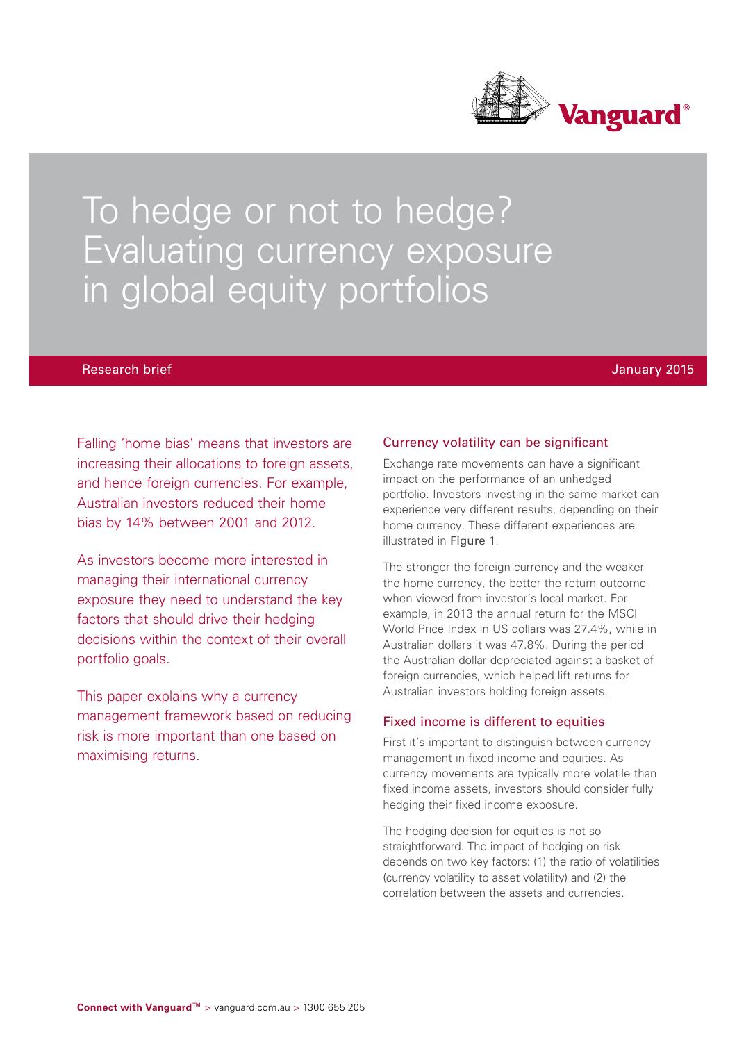# To hedge or not to hedge? Evaluating currency exposure in global equity portfolios

Research brief | January 2015

Falling 'home bias' means that investors are increasing their allocations to foreign assets, and hence foreign currencies. For example, Australian investors reduced their home bias by 14% between 2001 and 2012.

As investors become more interested in managing their international currency exposure they need to understand the key factors that should drive their hedging decisions within the context of their overall portfolio goals.

This paper explains why a currency management framework based on reducing risk is more important than one based on maximising returns.

## Currency volatility can be significant

Exchange rate movements can have a significant impact on the performance of an unhedged portfolio. Investors investing in the same market can experience very different results, depending on their home currency. These different experiences are illustrated in Figure 1.

The stronger the foreign currency and the weaker the home currency, the better the return outcome when viewed from investor's local market. For example, in 2013 the annual return for the MSCI World Price Index in US dollars was 27.4%, while in Australian dollars it was 47.8%. During the period the Australian dollar depreciated against a basket of foreign currencies, which helped lift returns for Australian investors holding foreign assets.

## Fixed income is different to equities

First it's important to distinguish between currency management in fixed income and equities. As currency movements are typically more volatile than fixed income assets, investors should consider fully hedging their fixed income exposure.

The hedging decision for equities is not so straightforward. The impact of hedging on risk depends on two key factors: (1) the ratio of volatilities (currency volatility to asset volatility) and (2) the correlation between the assets and currencies.

**Connect with Vanguard™** > vanguard.com.au > 1300 655 205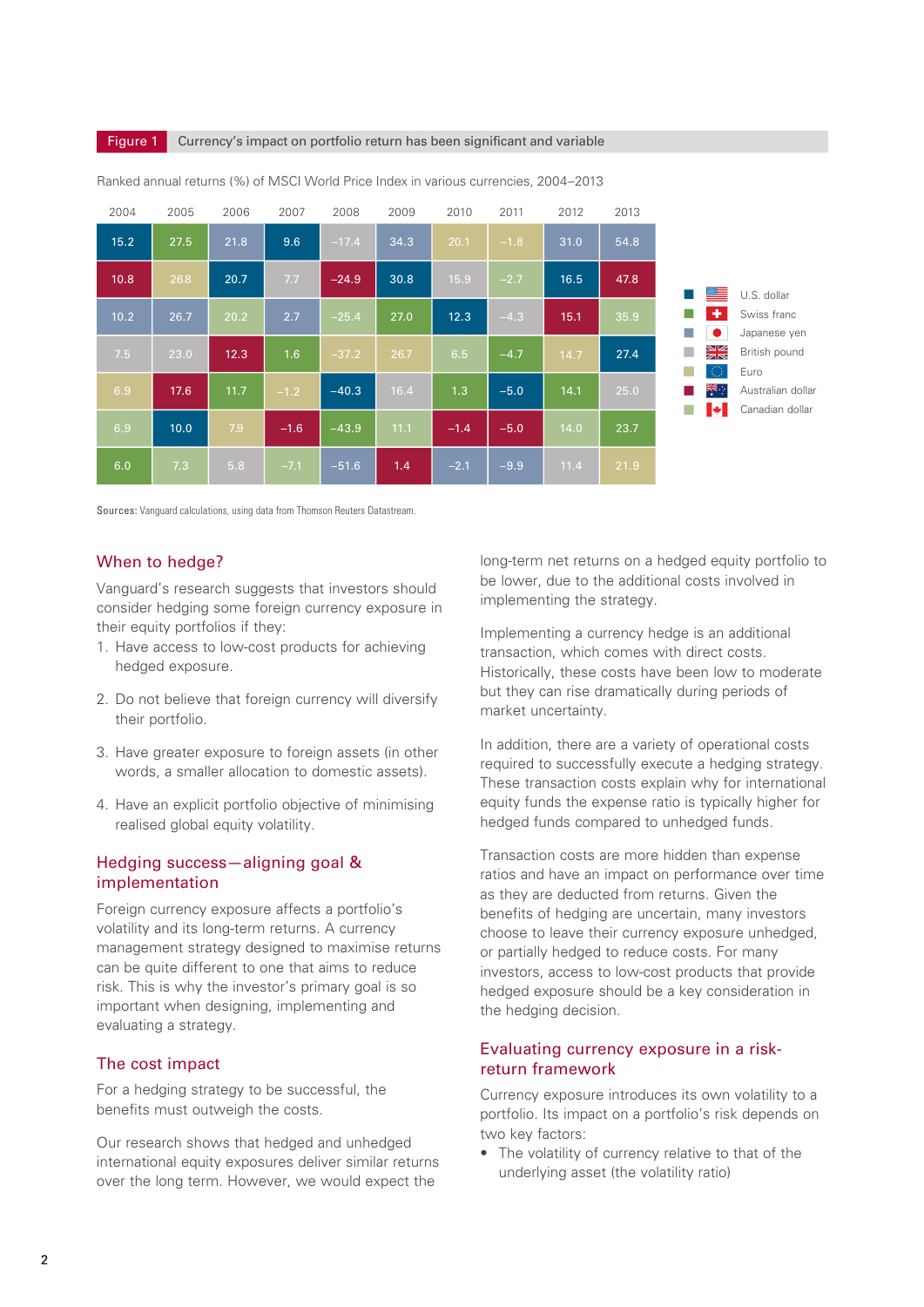**Figure 1** Currency's impact on portfolio return has been significant and variable

Ranked annual returns (%) of MSCI World Price Index in various currencies, 2004–2013

| 2004 | 2005 | 2006 | 2007 | 2008 | 2009 | 2010 | 2011 | 2012 | 2013 |
|---|---|---|---|---|---|---|---|---|---|
| 15.2 | 27.5 | 21.8 | 9.6 | −17.4 | 34.3 | 20.1 | −1.8 | 31.0 | 54.8 |
| 10.8 | 26.8 | 20.7 | 7.7 | −24.9 | 30.8 | 15.9 | −2.7 | 16.5 | 47.8 |
| 10.2 | 26.7 | 20.2 | 2.7 | −25.4 | 27.0 | 12.3 | −4.3 | 15.1 | 35.9 |
| 7.5 | 23.0 | 12.3 | 1.6 | −37.2 | 26.7 | 6.5 | −4.7 | 14.7 | 27.4 |
| 6.9 | 17.6 | 11.7 | −1.2 | −40.3 | 16.4 | 1.3 | −5.0 | 14.1 | 25.0 |
| 6.9 | 10.0 | 7.9 | −1.6 | −43.9 | 11.1 | −1.4 | −5.0 | 14.0 | 23.7 |
| 6.0 | 7.3 | 5.8 | −7.1 | −51.6 | 1.4 | −2.1 | −9.9 | 11.4 | 21.9 |

U.S. dollar; Swiss franc; Japanese yen; British pound; Euro; Australian dollar; Canadian dollar

Sources: Vanguard calculations, using data from Thomson Reuters Datastream.

## When to hedge?

Vanguard's research suggests that investors should consider hedging some foreign currency exposure in their equity portfolios if they:

1. Have access to low-cost products for achieving hedged exposure.
2. Do not believe that foreign currency will diversify their portfolio.
3. Have greater exposure to foreign assets (in other words, a smaller allocation to domestic assets).
4. Have an explicit portfolio objective of minimising realised global equity volatility.

## Hedging success—aligning goal & implementation

Foreign currency exposure affects a portfolio's volatility and its long-term returns. A currency management strategy designed to maximise returns can be quite different to one that aims to reduce risk. This is why the investor's primary goal is so important when designing, implementing and evaluating a strategy.

## The cost impact

For a hedging strategy to be successful, the benefits must outweigh the costs.

Our research shows that hedged and unhedged international equity exposures deliver similar returns over the long term. However, we would expect the long-term net returns on a hedged equity portfolio to be lower, due to the additional costs involved in implementing the strategy.

Implementing a currency hedge is an additional transaction, which comes with direct costs. Historically, these costs have been low to moderate but they can rise dramatically during periods of market uncertainty.

In addition, there are a variety of operational costs required to successfully execute a hedging strategy. These transaction costs explain why for international equity funds the expense ratio is typically higher for hedged funds compared to unhedged funds.

Transaction costs are more hidden than expense ratios and have an impact on performance over time as they are deducted from returns. Given the benefits of hedging are uncertain, many investors choose to leave their currency exposure unhedged, or partially hedged to reduce costs. For many investors, access to low-cost products that provide hedged exposure should be a key consideration in the hedging decision.

## Evaluating currency exposure in a risk-return framework

Currency exposure introduces its own volatility to a portfolio. Its impact on a portfolio's risk depends on two key factors:

- The volatility of currency relative to that of the underlying asset (the volatility ratio)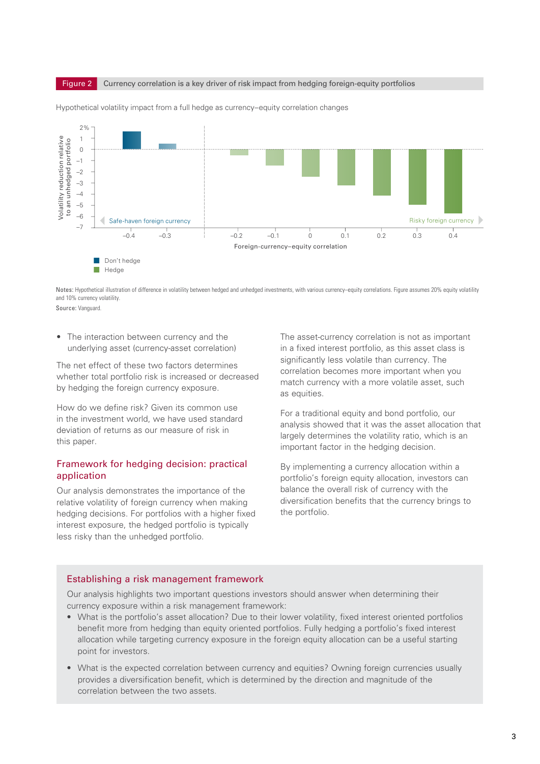**Figure 2** Currency correlation is a key driver of risk impact from hedging foreign-equity portfolios

Hypothetical volatility impact from a full hedge as currency–equity correlation changes

Notes: Hypothetical illustration of difference in volatility between hedged and unhedged investments, with various currency–equity correlations. Figure assumes 20% equity volatility and 10% currency volatility.

Source: Vanguard.

- The interaction between currency and the underlying asset (currency-asset correlation)

The net effect of these two factors determines whether total portfolio risk is increased or decreased by hedging the foreign currency exposure.

How do we define risk? Given its common use in the investment world, we have used standard deviation of returns as our measure of risk in this paper.

## Framework for hedging decision: practical application

Our analysis demonstrates the importance of the relative volatility of foreign currency when making hedging decisions. For portfolios with a higher fixed interest exposure, the hedged portfolio is typically less risky than the unhedged portfolio.

The asset-currency correlation is not as important in a fixed interest portfolio, as this asset class is significantly less volatile than currency. The correlation becomes more important when you match currency with a more volatile asset, such as equities.

For a traditional equity and bond portfolio, our analysis showed that it was the asset allocation that largely determines the volatility ratio, which is an important factor in the hedging decision.

By implementing a currency allocation within a portfolio's foreign equity allocation, investors can balance the overall risk of currency with the diversification benefits that the currency brings to the portfolio.

## Establishing a risk management framework

Our analysis highlights two important questions investors should answer when determining their currency exposure within a risk management framework:

- What is the portfolio's asset allocation? Due to their lower volatility, fixed interest oriented portfolios benefit more from hedging than equity oriented portfolios. Fully hedging a portfolio's fixed interest allocation while targeting currency exposure in the foreign equity allocation can be a useful starting point for investors.
- What is the expected correlation between currency and equities? Owning foreign currencies usually provides a diversification benefit, which is determined by the direction and magnitude of the correlation between the two assets.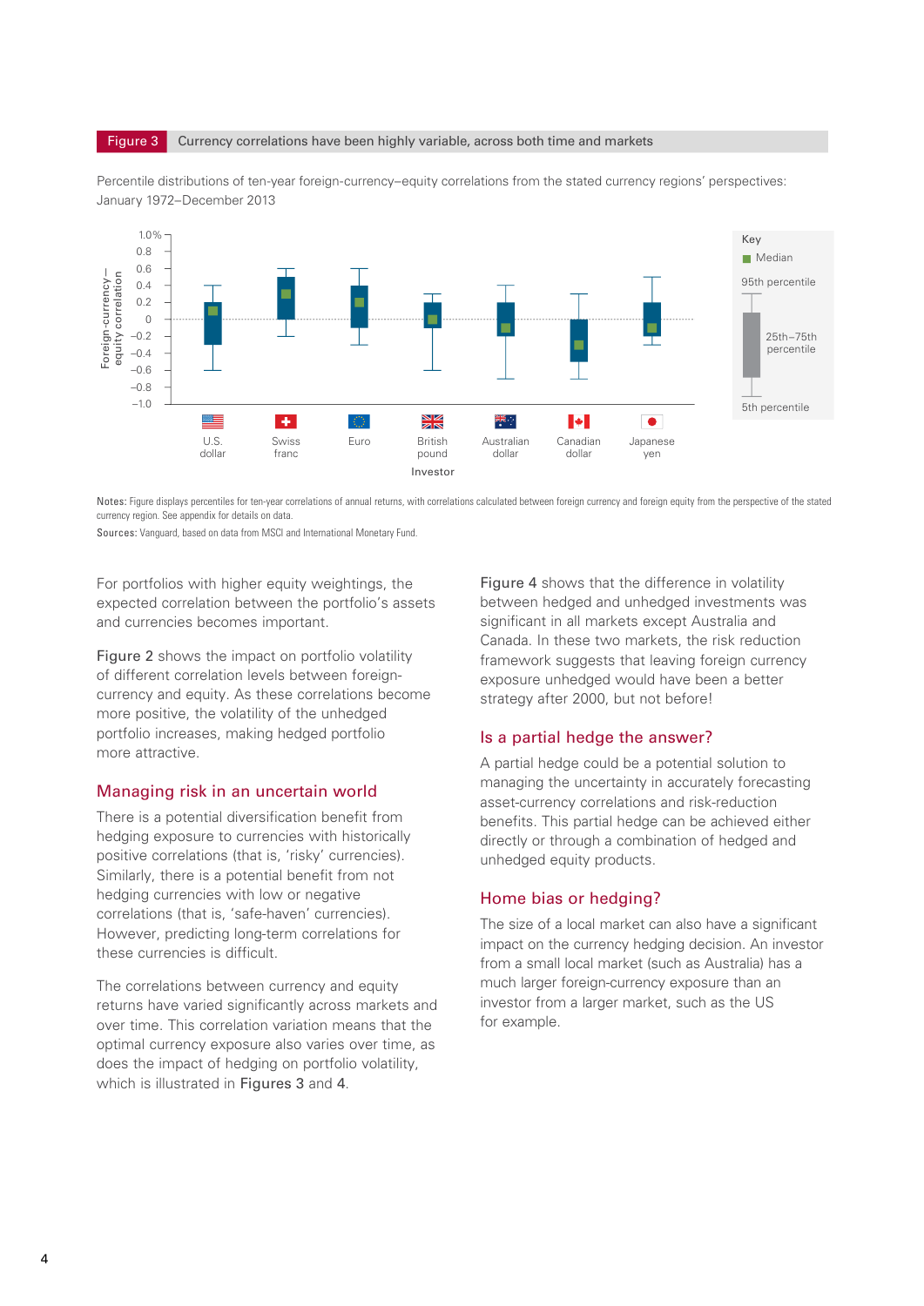Figure 3 Currency correlations have been highly variable, across both time and markets

Percentile distributions of ten-year foreign-currency–equity correlations from the stated currency regions' perspectives: January 1972–December 2013

Notes: Figure displays percentiles for ten-year correlations of annual returns, with correlations calculated between foreign currency and foreign equity from the perspective of the stated currency region. See appendix for details on data.

Sources: Vanguard, based on data from MSCI and International Monetary Fund.

For portfolios with higher equity weightings, the expected correlation between the portfolio's assets and currencies becomes important.

Figure 2 shows the impact on portfolio volatility of different correlation levels between foreign-currency and equity. As these correlations become more positive, the volatility of the unhedged portfolio increases, making hedged portfolio more attractive.

## Managing risk in an uncertain world

There is a potential diversification benefit from hedging exposure to currencies with historically positive correlations (that is, 'risky' currencies). Similarly, there is a potential benefit from not hedging currencies with low or negative correlations (that is, 'safe-haven' currencies). However, predicting long-term correlations for these currencies is difficult.

The correlations between currency and equity returns have varied significantly across markets and over time. This correlation variation means that the optimal currency exposure also varies over time, as does the impact of hedging on portfolio volatility, which is illustrated in Figures 3 and 4.

Figure 4 shows that the difference in volatility between hedged and unhedged investments was significant in all markets except Australia and Canada. In these two markets, the risk reduction framework suggests that leaving foreign currency exposure unhedged would have been a better strategy after 2000, but not before!

## Is a partial hedge the answer?

A partial hedge could be a potential solution to managing the uncertainty in accurately forecasting asset-currency correlations and risk-reduction benefits. This partial hedge can be achieved either directly or through a combination of hedged and unhedged equity products.

## Home bias or hedging?

The size of a local market can also have a significant impact on the currency hedging decision. An investor from a small local market (such as Australia) has a much larger foreign-currency exposure than an investor from a larger market, such as the US for example.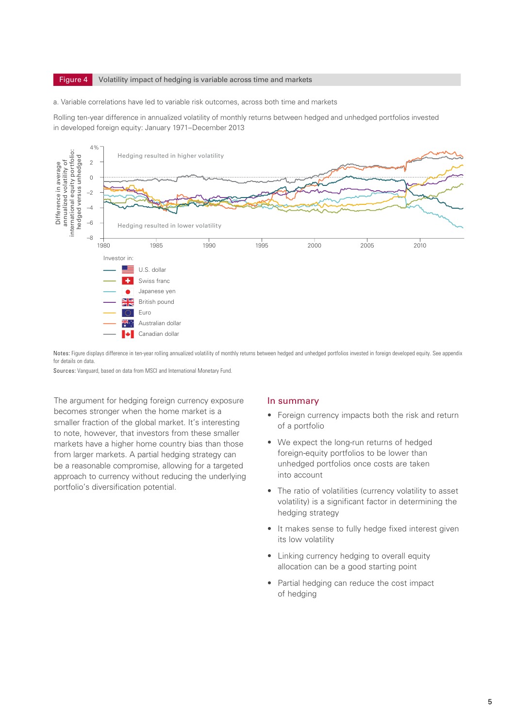**Figure 4** Volatility impact of hedging is variable across time and markets

a. Variable correlations have led to variable risk outcomes, across both time and markets

Rolling ten-year difference in annualized volatility of monthly returns between hedged and unhedged portfolios invested in developed foreign equity: January 1971–December 2013

Difference in average annualized volatility of international equity portfolio: hedged versus unhedged

Hedging resulted in higher volatility

Hedging resulted in lower volatility

Investor in:

- U.S. dollar
- Swiss franc
- Japanese yen
- British pound
- Euro
- Australian dollar
- Canadian dollar

**Notes:** Figure displays difference in ten-year rolling annualized volatility of monthly returns between hedged and unhedged portfolios invested in foreign developed equity. See appendix for details on data.

**Sources:** Vanguard, based on data from MSCI and International Monetary Fund.

The argument for hedging foreign currency exposure becomes stronger when the home market is a smaller fraction of the global market. It's interesting to note, however, that investors from these smaller markets have a higher home country bias than those from larger markets. A partial hedging strategy can be a reasonable compromise, allowing for a targeted approach to currency without reducing the underlying portfolio's diversification potential.

## In summary

- Foreign currency impacts both the risk and return of a portfolio
- We expect the long-run returns of hedged foreign-equity portfolios to be lower than unhedged portfolios once costs are taken into account
- The ratio of volatilities (currency volatility to asset volatility) is a significant factor in determining the hedging strategy
- It makes sense to fully hedge fixed interest given its low volatility
- Linking currency hedging to overall equity allocation can be a good starting point
- Partial hedging can reduce the cost impact of hedging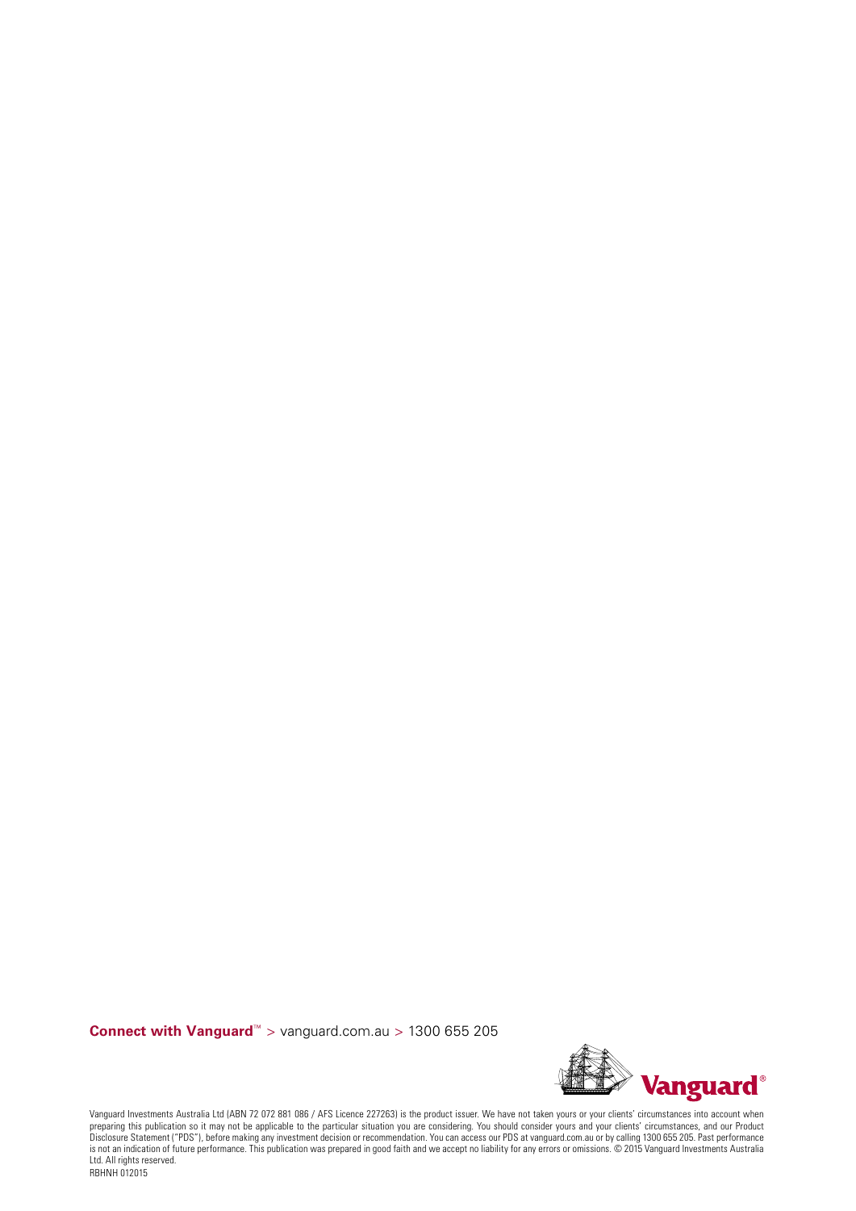**Connect with Vanguard**™ > vanguard.com.au > 1300 655 205

Vanguard Investments Australia Ltd (ABN 72 072 881 086 / AFS Licence 227263) is the product issuer. We have not taken yours or your clients' circumstances into account when preparing this publication so it may not be applicable to the particular situation you are considering. You should consider yours and your clients' circumstances, and our Product Disclosure Statement ("PDS"), before making any investment decision or recommendation. You can access our PDS at vanguard.com.au or by calling 1300 655 205. Past performance is not an indication of future performance. This publication was prepared in good faith and we accept no liability for any errors or omissions. © 2015 Vanguard Investments Australia Ltd. All rights reserved.

RBHNH 012015